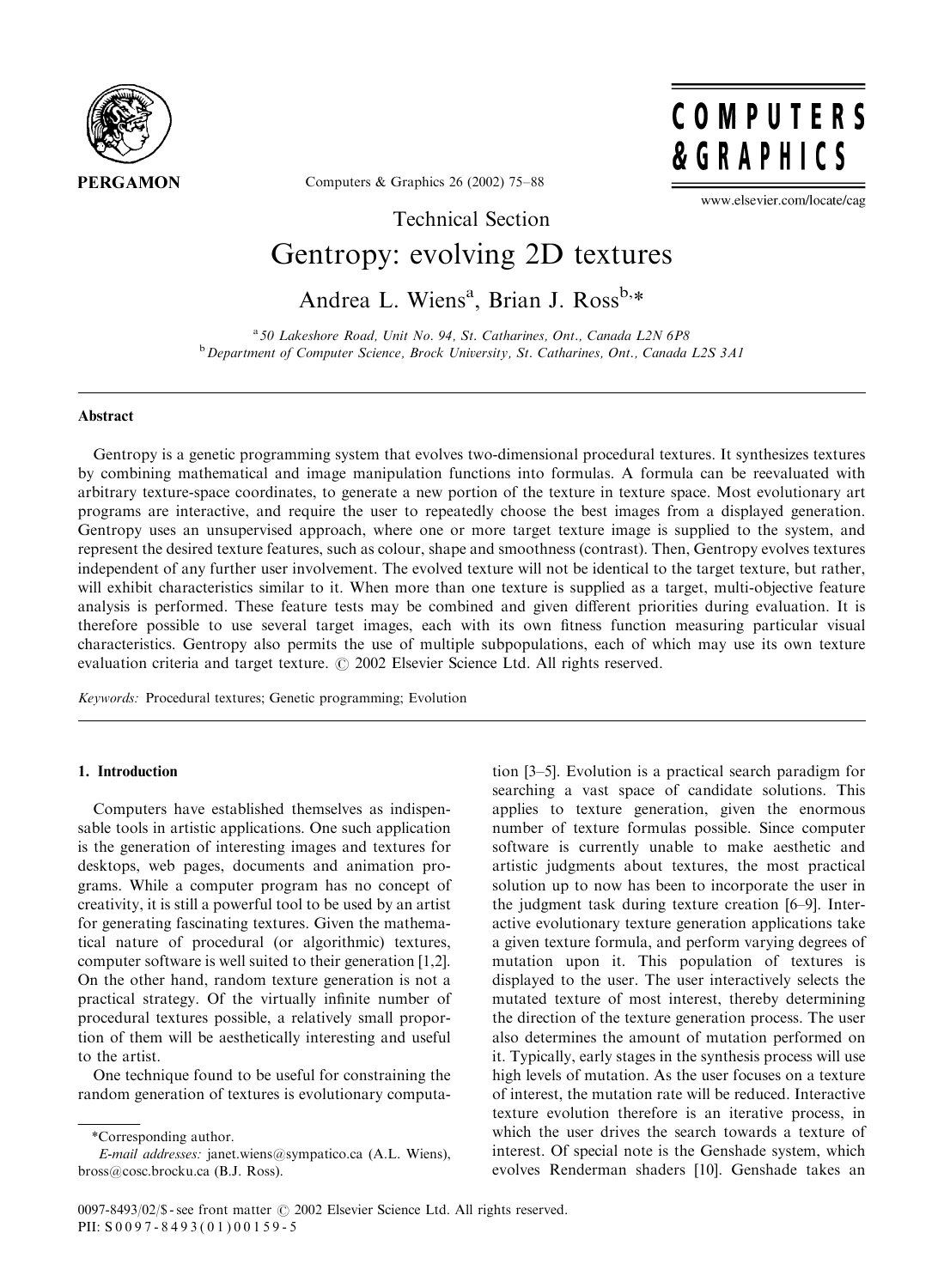Technical Section

# Gentropy: evolving 2D textures

Andrea L. Wiens[a], Brian J. Ross[b,*]

[a] 50 Lakeshore Road, Unit No. 94, St. Catharines, Ont., Canada L2N 6P8
[b] Department of Computer Science, Brock University, St. Catharines, Ont., Canada L2S 3A1

## Abstract

Gentropy is a genetic programming system that evolves two-dimensional procedural textures. It synthesizes textures by combining mathematical and image manipulation functions into formulas. A formula can be reevaluated with arbitrary texture-space coordinates, to generate a new portion of the texture in texture space. Most evolutionary art programs are interactive, and require the user to repeatedly choose the best images from a displayed generation. Gentropy uses an unsupervised approach, where one or more target texture image is supplied to the system, and represent the desired texture features, such as colour, shape and smoothness (contrast). Then, Gentropy evolves textures independent of any further user involvement. The evolved texture will not be identical to the target texture, but rather, will exhibit characteristics similar to it. When more than one texture is supplied as a target, multi-objective feature analysis is performed. These feature tests may be combined and given different priorities during evaluation. It is therefore possible to use several target images, each with its own fitness function measuring particular visual characteristics. Gentropy also permits the use of multiple subpopulations, each of which may use its own texture evaluation criteria and target texture. © 2002 Elsevier Science Ltd. All rights reserved.

*Keywords:* Procedural textures; Genetic programming; Evolution

## 1. Introduction

Computers have established themselves as indispensable tools in artistic applications. One such application is the generation of interesting images and textures for desktops, web pages, documents and animation programs. While a computer program has no concept of creativity, it is still a powerful tool to be used by an artist for generating fascinating textures. Given the mathematical nature of procedural (or algorithmic) textures, computer software is well suited to their generation [1,2]. On the other hand, random texture generation is not a practical strategy. Of the virtually infinite number of procedural textures possible, a relatively small proportion of them will be aesthetically interesting and useful to the artist.

One technique found to be useful for constraining the random generation of textures is evolutionary computation [3–5]. Evolution is a practical search paradigm for searching a vast space of candidate solutions. This applies to texture generation, given the enormous number of texture formulas possible. Since computer software is currently unable to make aesthetic and artistic judgments about textures, the most practical solution up to now has been to incorporate the user in the judgment task during texture creation [6–9]. Interactive evolutionary texture generation applications take a given texture formula, and perform varying degrees of mutation upon it. This population of textures is displayed to the user. The user interactively selects the mutated texture of most interest, thereby determining the direction of the texture generation process. The user also determines the amount of mutation performed on it. Typically, early stages in the synthesis process will use high levels of mutation. As the user focuses on a texture of interest, the mutation rate will be reduced. Interactive texture evolution therefore is an iterative process, in which the user drives the search towards a texture of interest. Of special note is the Genshade system, which evolves Renderman shaders [10]. Genshade takes an

*Corresponding author.
*E-mail addresses:* janet.wiens@sympatico.ca (A.L. Wiens), bross@cosc.brocku.ca (B.J. Ross).

0097-8493/02/$ - see front matter © 2002 Elsevier Science Ltd. All rights reserved.
PII: S0097-8493(01)00159-5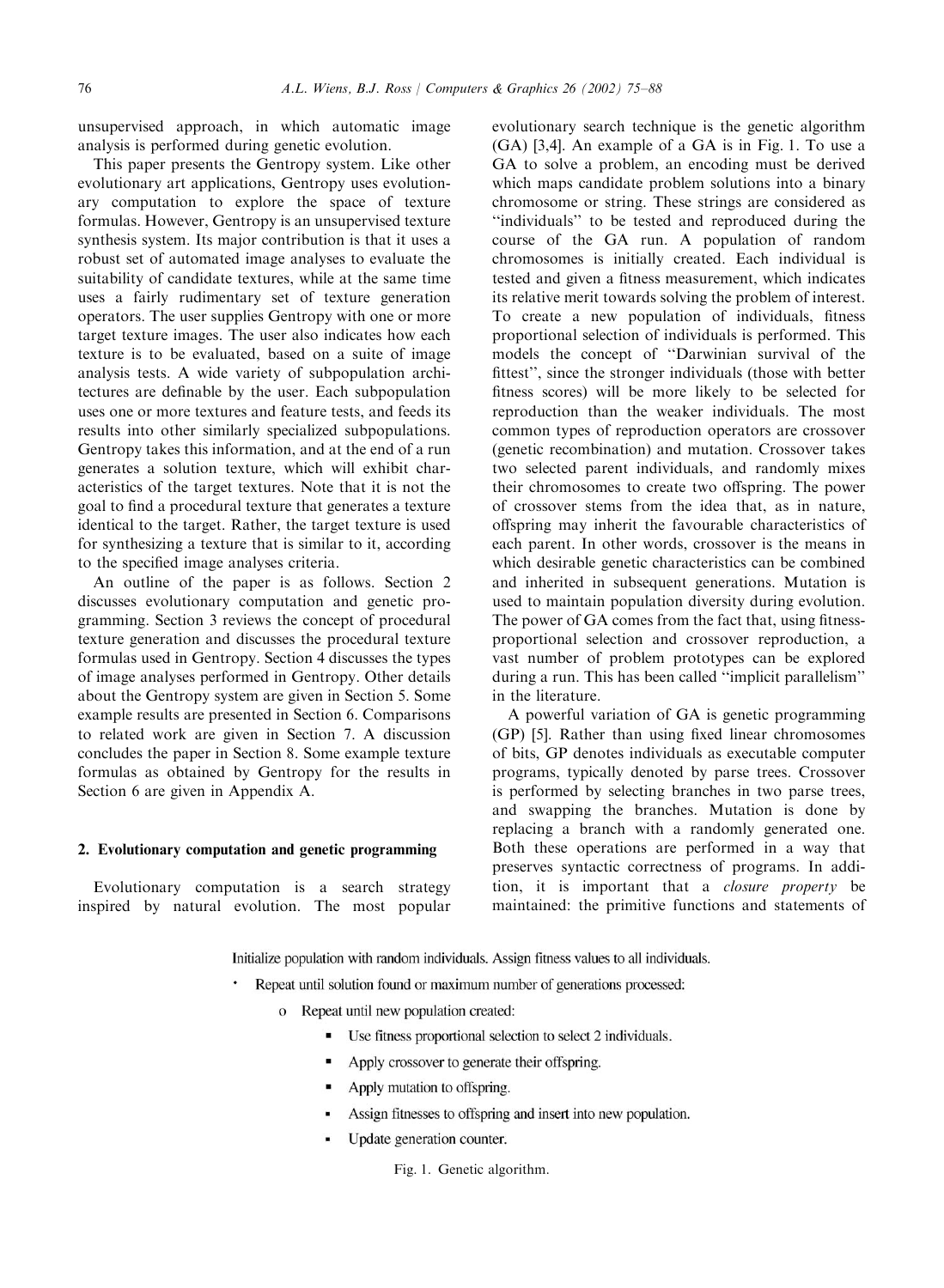unsupervised approach, in which automatic image analysis is performed during genetic evolution.

This paper presents the Gentropy system. Like other evolutionary art applications, Gentropy uses evolutionary computation to explore the space of texture formulas. However, Gentropy is an unsupervised texture synthesis system. Its major contribution is that it uses a robust set of automated image analyses to evaluate the suitability of candidate textures, while at the same time uses a fairly rudimentary set of texture generation operators. The user supplies Gentropy with one or more target texture images. The user also indicates how each texture is to be evaluated, based on a suite of image analysis tests. A wide variety of subpopulation architectures are definable by the user. Each subpopulation uses one or more textures and feature tests, and feeds its results into other similarly specialized subpopulations. Gentropy takes this information, and at the end of a run generates a solution texture, which will exhibit characteristics of the target textures. Note that it is not the goal to find a procedural texture that generates a texture identical to the target. Rather, the target texture is used for synthesizing a texture that is similar to it, according to the specified image analyses criteria.

An outline of the paper is as follows. Section 2 discusses evolutionary computation and genetic programming. Section 3 reviews the concept of procedural texture generation and discusses the procedural texture formulas used in Gentropy. Section 4 discusses the types of image analyses performed in Gentropy. Other details about the Gentropy system are given in Section 5. Some example results are presented in Section 6. Comparisons to related work are given in Section 7. A discussion concludes the paper in Section 8. Some example texture formulas as obtained by Gentropy for the results in Section 6 are given in Appendix A.

## 2. Evolutionary computation and genetic programming

Evolutionary computation is a search strategy inspired by natural evolution. The most popular evolutionary search technique is the genetic algorithm (GA) [3,4]. An example of a GA is in Fig. 1. To use a GA to solve a problem, an encoding must be derived which maps candidate problem solutions into a binary chromosome or string. These strings are considered as "individuals" to be tested and reproduced during the course of the GA run. A population of random chromosomes is initially created. Each individual is tested and given a fitness measurement, which indicates its relative merit towards solving the problem of interest. To create a new population of individuals, fitness proportional selection of individuals is performed. This models the concept of "Darwinian survival of the fittest", since the stronger individuals (those with better fitness scores) will be more likely to be selected for reproduction than the weaker individuals. The most common types of reproduction operators are crossover (genetic recombination) and mutation. Crossover takes two selected parent individuals, and randomly mixes their chromosomes to create two offspring. The power of crossover stems from the idea that, as in nature, offspring may inherit the favourable characteristics of each parent. In other words, crossover is the means in which desirable genetic characteristics can be combined and inherited in subsequent generations. Mutation is used to maintain population diversity during evolution. The power of GA comes from the fact that, using fitness-proportional selection and crossover reproduction, a vast number of problem prototypes can be explored during a run. This has been called "implicit parallelism" in the literature.

A powerful variation of GA is genetic programming (GP) [5]. Rather than using fixed linear chromosomes of bits, GP denotes individuals as executable computer programs, typically denoted by parse trees. Crossover is performed by selecting branches in two parse trees, and swapping the branches. Mutation is done by replacing a branch with a randomly generated one. Both these operations are performed in a way that preserves syntactic correctness of programs. In addition, it is important that a *closure property* be maintained: the primitive functions and statements of

Initialize population with random individuals. Assign fitness values to all individuals.

- Repeat until solution found or maximum number of generations processed:
  - Repeat until new population created:
    - Use fitness proportional selection to select 2 individuals.
    - Apply crossover to generate their offspring.
    - Apply mutation to offspring.
    - Assign fitnesses to offspring and insert into new population.
    - Update generation counter.

Fig. 1. Genetic algorithm.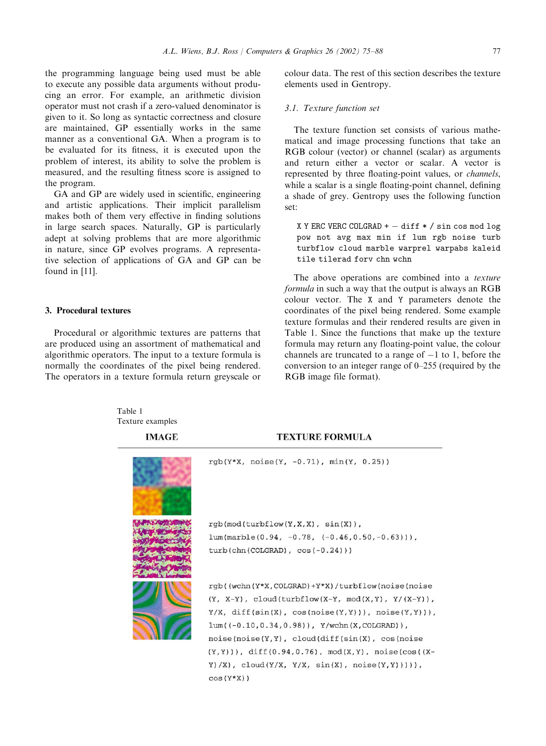the programming language being used must be able to execute any possible data arguments without producing an error. For example, an arithmetic division operator must not crash if a zero-valued denominator is given to it. So long as syntactic correctness and closure are maintained, GP essentially works in the same manner as a conventional GA. When a program is to be evaluated for its fitness, it is executed upon the problem of interest, its ability to solve the problem is measured, and the resulting fitness score is assigned to the program.

GA and GP are widely used in scientific, engineering and artistic applications. Their implicit parallelism makes both of them very effective in finding solutions in large search spaces. Naturally, GP is particularly adept at solving problems that are more algorithmic in nature, since GP evolves programs. A representative selection of applications of GA and GP can be found in [11].

## 3. Procedural textures

Procedural or algorithmic textures are patterns that are produced using an assortment of mathematical and algorithmic operators. The input to a texture formula is normally the coordinates of the pixel being rendered. The operators in a texture formula return greyscale or colour data. The rest of this section describes the texture elements used in Gentropy.

### 3.1. Texture function set

The texture function set consists of various mathematical and image processing functions that take an RGB colour (vector) or channel (scalar) as arguments and return either a vector or scalar. A vector is represented by three floating-point values, or *channels*, while a scalar is a single floating-point channel, defining a shade of grey. Gentropy uses the following function set:

```
X Y ERC VERC COLGRAD + − diff * / sin cos mod log
pow not avg max min if lum rgb noise turb
turbflow cloud marble warprel warpabs kaleid
tile tilerad forv chn wchn
```

The above operations are combined into a *texture formula* in such a way that the output is always an RGB colour vector. The `X` and `Y` parameters denote the coordinates of the pixel being rendered. Some example texture formulas and their rendered results are given in Table 1. Since the functions that make up the texture formula may return any floating-point value, the colour channels are truncated to a range of −1 to 1, before the conversion to an integer range of 0–255 (required by the RGB image file format).

Table 1
Texture examples

| IMAGE | TEXTURE FORMULA |
|---|---|
| | `rgb(Y*X, noise(Y, -0.71), min(Y, 0.25))` |
| | `rgb(mod(turbflow(Y,X,X), sin(X)), lum(marble(0.94, -0.78, (-0.46,0.50,-0.63))), turb(chn(COLGRAD), cos(-0.24)))` |
| | `rgb((wchn(Y*X,COLGRAD)+Y*X)/turbflow(noise(noise(Y, X-Y), cloud(turbflow(X-Y, mod(X,Y), Y/(X-Y)), Y/X, diff(sin(X), cos(noise(Y,Y))), noise(Y,Y))), lum((-0.10,0.34,0.98)), Y/wchn(X,COLGRAD)), noise(noise(Y,Y), cloud(diff(sin(X), cos(noise(Y,Y))), diff(0.94,0.76), mod(X,Y), noise(cos((X-Y)/X), cloud(Y/X, Y/X, sin(X), noise(Y,Y))))), cos(Y*X))` |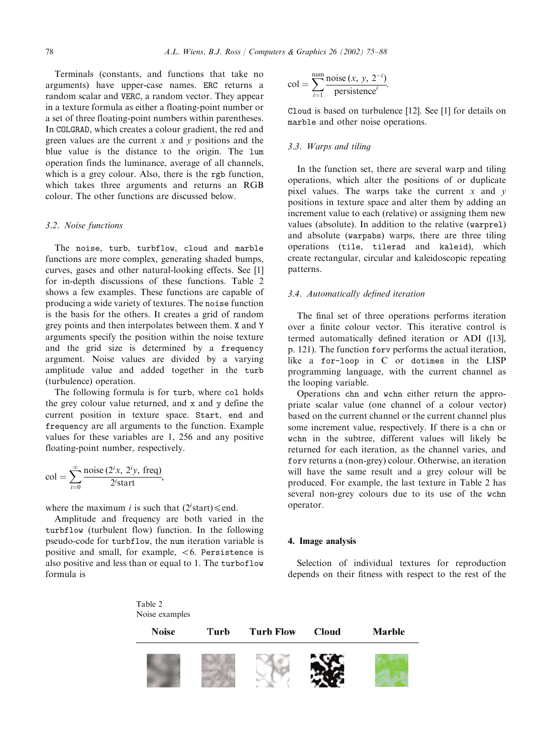Terminals (constants, and functions that take no arguments) have upper-case names. ERC returns a random scalar and VERC, a random vector. They appear in a texture formula as either a floating-point number or a set of three floating-point numbers within parentheses. In COLGRAD, which creates a colour gradient, the red and green values are the current $x$ and $y$ positions and the blue value is the distance to the origin. The lum operation finds the luminance, average of all channels, which is a grey colour. Also, there is the rgb function, which takes three arguments and returns an RGB colour. The other functions are discussed below.

### 3.2. Noise functions

The noise, turb, turbflow, cloud and marble functions are more complex, generating shaded bumps, curves, gases and other natural-looking effects. See [1] for in-depth discussions of these functions. Table 2 shows a few examples. These functions are capable of producing a wide variety of textures. The noise function is the basis for the others. It creates a grid of random grey points and then interpolates between them. X and Y arguments specify the position within the noise texture and the grid size is determined by a frequency argument. Noise values are divided by a varying amplitude value and added together in the turb (turbulence) operation.

The following formula is for turb, where col holds the grey colour value returned, and x and y define the current position in texture space. Start, end and frequency are all arguments to the function. Example values for these variables are 1, 256 and any positive floating-point number, respectively.

$$\text{col} = \sum_{i=0}^{\infty} \frac{\text{noise}\,(2^i x,\ 2^i y,\ \text{freq})}{2^i \text{start}},$$

where the maximum $i$ is such that $(2^i \text{start}) \leqslant \text{end}$.

Amplitude and frequency are both varied in the turbflow (turbulent flow) function. In the following pseudo-code for turbflow, the num iteration variable is positive and small, for example, $<6$. Persistence is also positive and less than or equal to 1. The turboflow formula is

$$\text{col} = \sum_{i=1}^{\text{num}} \frac{\text{noise}\,(x,\ y,\ 2^{-i})}{\text{persistence}^i}.$$

Cloud is based on turbulence [12]. See [1] for details on marble and other noise operations.

### 3.3. Warps and tiling

In the function set, there are several warp and tiling operations, which alter the positions of or duplicate pixel values. The warps take the current $x$ and $y$ positions in texture space and alter them by adding an increment value to each (relative) or assigning them new values (absolute). In addition to the relative (warprel) and absolute (warpabs) warps, there are three tiling operations (tile, tilerad and kaleid), which create rectangular, circular and kaleidoscopic repeating patterns.

### 3.4. Automatically defined iteration

The final set of three operations performs iteration over a finite colour vector. This iterative control is termed automatically defined iteration or ADI ([13], p. 121). The function forv performs the actual iteration, like a for-loop in C or dotimes in the LISP programming language, with the current channel as the looping variable.

Operations chn and wchn either return the appropriate scalar value (one channel of a colour vector) based on the current channel or the current channel plus some increment value, respectively. If there is a chn or wchn in the subtree, different values will likely be returned for each iteration, as the channel varies, and forv returns a (non-grey) colour. Otherwise, an iteration will have the same result and a grey colour will be produced. For example, the last texture in Table 2 has several non-grey colours due to its use of the wchn operator.

## 4. Image analysis

Selection of individual textures for reproduction depends on their fitness with respect to the rest of the

Table 2
Noise examples

| Noise | Turb | Turb Flow | Cloud | Marble |
| --- | --- | --- | --- | --- |
| | | | | |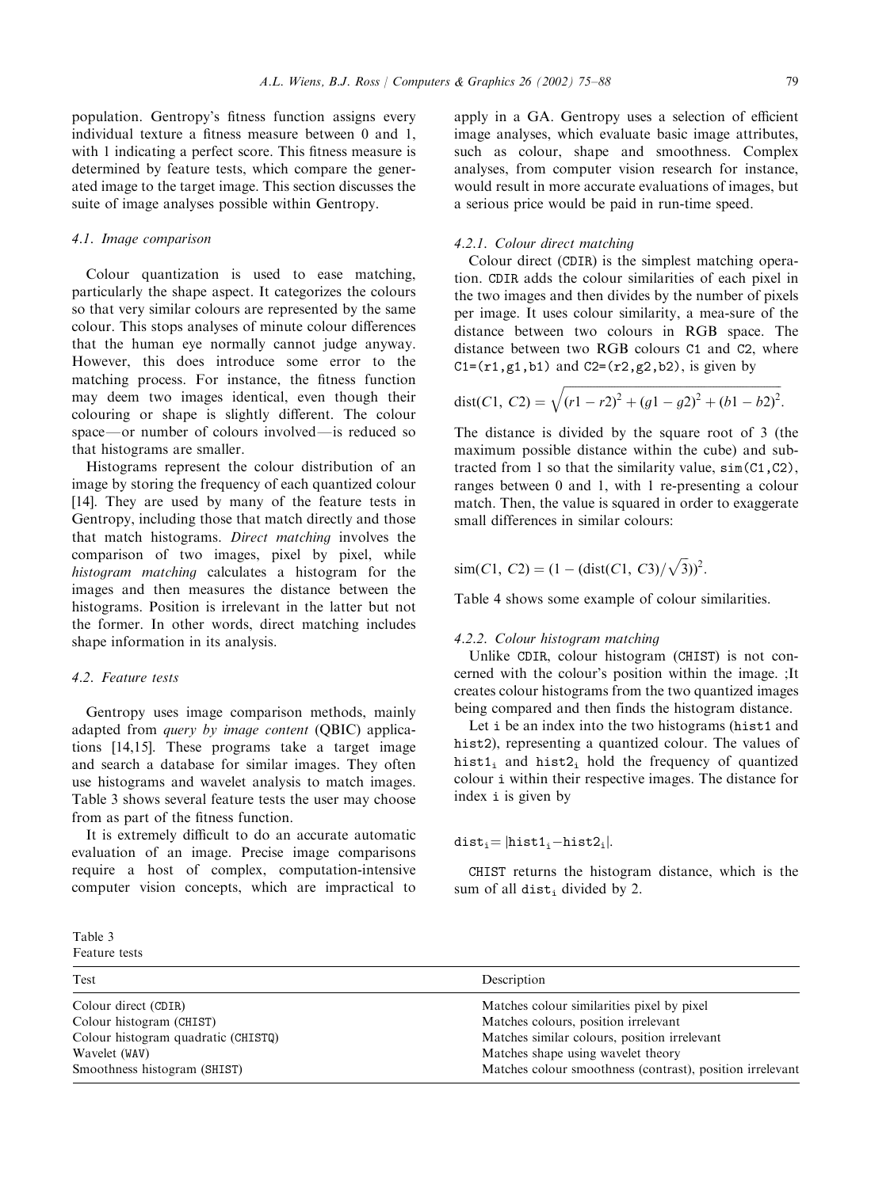population. Gentropy's fitness function assigns every individual texture a fitness measure between 0 and 1, with 1 indicating a perfect score. This fitness measure is determined by feature tests, which compare the generated image to the target image. This section discusses the suite of image analyses possible within Gentropy.

### 4.1. Image comparison

Colour quantization is used to ease matching, particularly the shape aspect. It categorizes the colours so that very similar colours are represented by the same colour. This stops analyses of minute colour differences that the human eye normally cannot judge anyway. However, this does introduce some error to the matching process. For instance, the fitness function may deem two images identical, even though their colouring or shape is slightly different. The colour space—or number of colours involved—is reduced so that histograms are smaller.

Histograms represent the colour distribution of an image by storing the frequency of each quantized colour [14]. They are used by many of the feature tests in Gentropy, including those that match directly and those that match histograms. *Direct matching* involves the comparison of two images, pixel by pixel, while *histogram matching* calculates a histogram for the images and then measures the distance between the histograms. Position is irrelevant in the latter but not the former. In other words, direct matching includes shape information in its analysis.

### 4.2. Feature tests

Gentropy uses image comparison methods, mainly adapted from *query by image content* (QBIC) applications [14,15]. These programs take a target image and search a database for similar images. They often use histograms and wavelet analysis to match images. Table 3 shows several feature tests the user may choose from as part of the fitness function.

It is extremely difficult to do an accurate automatic evaluation of an image. Precise image comparisons require a host of complex, computation-intensive computer vision concepts, which are impractical to apply in a GA. Gentropy uses a selection of efficient image analyses, which evaluate basic image attributes, such as colour, shape and smoothness. Complex analyses, from computer vision research for instance, would result in more accurate evaluations of images, but a serious price would be paid in run-time speed.

#### 4.2.1. Colour direct matching

Colour direct (`CDIR`) is the simplest matching operation. `CDIR` adds the colour similarities of each pixel in the two images and then divides by the number of pixels per image. It uses colour similarity, a mea-sure of the distance between two colours in RGB space. The distance between two RGB colours `C1` and `C2`, where `C1=(r1,g1,b1)` and `C2=(r2,g2,b2)`, is given by

$$\text{dist}(C1,\ C2) = \sqrt{(r1 - r2)^2 + (g1 - g2)^2 + (b1 - b2)^2}.$$

The distance is divided by the square root of 3 (the maximum possible distance within the cube) and subtracted from 1 so that the similarity value, `sim(C1,C2)`, ranges between 0 and 1, with 1 re-presenting a colour match. Then, the value is squared in order to exaggerate small differences in similar colours:

$$\text{sim}(C1,\ C2) = (1 - (\text{dist}(C1,\ C3)/\sqrt{3}))^2.$$

Table 4 shows some example of colour similarities.

#### 4.2.2. Colour histogram matching

Unlike `CDIR`, colour histogram (`CHIST`) is not concerned with the colour's position within the image. ;It creates colour histograms from the two quantized images being compared and then finds the histogram distance.

Let `i` be an index into the two histograms (`hist1` and `hist2`), representing a quantized colour. The values of $\texttt{hist1}_\texttt{i}$ and $\texttt{hist2}_\texttt{i}$ hold the frequency of quantized colour `i` within their respective images. The distance for index `i` is given by

$$\texttt{dist}_\texttt{i} = |\texttt{hist1}_\texttt{i} - \texttt{hist2}_\texttt{i}|.$$

`CHIST` returns the histogram distance, which is the sum of all $\texttt{dist}_\texttt{i}$ divided by 2.

Table 3
Feature tests

| Test | Description |
| --- | --- |
| Colour direct (`CDIR`) | Matches colour similarities pixel by pixel |
| Colour histogram (`CHIST`) | Matches colours, position irrelevant |
| Colour histogram quadratic (`CHISTQ`) | Matches similar colours, position irrelevant |
| Wavelet (`WAV`) | Matches shape using wavelet theory |
| Smoothness histogram (`SHIST`) | Matches colour smoothness (contrast), position irrelevant |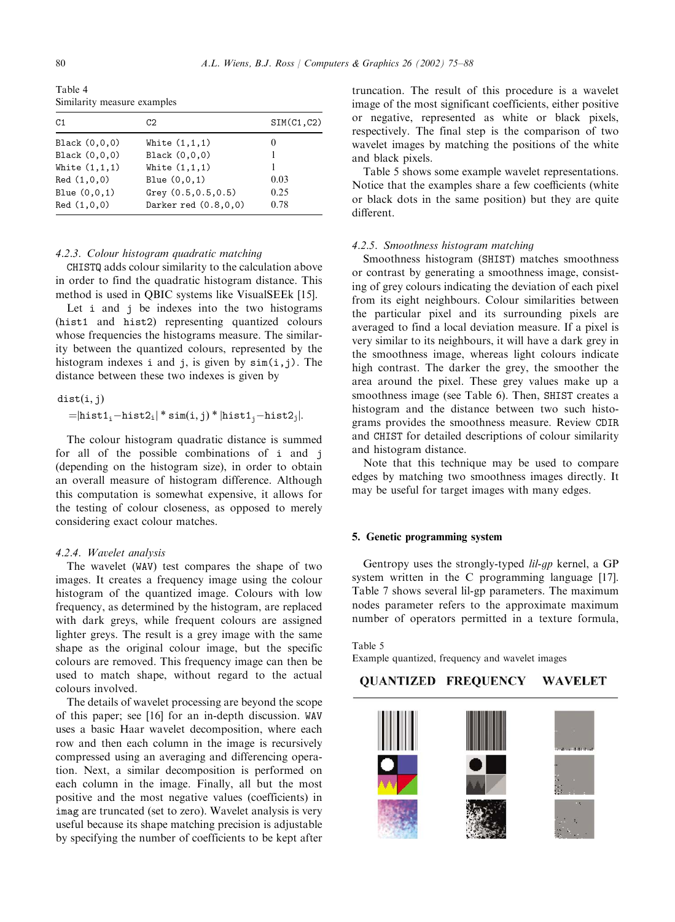Table 4
Similarity measure examples

| C1 | C2 | SIM(C1,C2) |
|---|---|---|
| Black (0,0,0) | White (1,1,1) | 0 |
| Black (0,0,0) | Black (0,0,0) | 1 |
| White (1,1,1) | White (1,1,1) | 1 |
| Red (1,0,0) | Blue (0,0,1) | 0.03 |
| Blue (0,0,1) | Grey (0.5,0.5,0.5) | 0.25 |
| Red (1,0,0) | Darker red (0.8,0,0) | 0.78 |

#### 4.2.3. Colour histogram quadratic matching

CHISTQ adds colour similarity to the calculation above in order to find the quadratic histogram distance. This method is used in QBIC systems like VisualSEEk [15].

Let i and j be indexes into the two histograms (hist1 and hist2) representing quantized colours whose frequencies the histograms measure. The similarity between the quantized colours, represented by the histogram indexes i and j, is given by sim(i,j). The distance between these two indexes is given by

$$\mathrm{dist}(i,j) = |\mathrm{hist1}_i - \mathrm{hist2}_i| * \mathrm{sim}(i,j) * |\mathrm{hist1}_j - \mathrm{hist2}_j|.$$

The colour histogram quadratic distance is summed for all of the possible combinations of i and j (depending on the histogram size), in order to obtain an overall measure of histogram difference. Although this computation is somewhat expensive, it allows for the testing of colour closeness, as opposed to merely considering exact colour matches.

#### 4.2.4. Wavelet analysis

The wavelet (WAV) test compares the shape of two images. It creates a frequency image using the colour histogram of the quantized image. Colours with low frequency, as determined by the histogram, are replaced with dark greys, while frequent colours are assigned lighter greys. The result is a grey image with the same shape as the original colour image, but the specific colours are removed. This frequency image can then be used to match shape, without regard to the actual colours involved.

The details of wavelet processing are beyond the scope of this paper; see [16] for an in-depth discussion. WAV uses a basic Haar wavelet decomposition, where each row and then each column in the image is recursively compressed using an averaging and differencing operation. Next, a similar decomposition is performed on each column in the image. Finally, all but the most positive and the most negative values (coefficients) in imag are truncated (set to zero). Wavelet analysis is very useful because its shape matching precision is adjustable by specifying the number of coefficients to be kept after truncation. The result of this procedure is a wavelet image of the most significant coefficients, either positive or negative, represented as white or black pixels, respectively. The final step is the comparison of two wavelet images by matching the positions of the white and black pixels.

Table 5 shows some example wavelet representations. Notice that the examples share a few coefficients (white or black dots in the same position) but they are quite different.

#### 4.2.5. Smoothness histogram matching

Smoothness histogram (SHIST) matches smoothness or contrast by generating a smoothness image, consisting of grey colours indicating the deviation of each pixel from its eight neighbours. Colour similarities between the particular pixel and its surrounding pixels are averaged to find a local deviation measure. If a pixel is very similar to its neighbours, it will have a dark grey in the smoothness image, whereas light colours indicate high contrast. The darker the grey, the smoother the area around the pixel. These grey values make up a smoothness image (see Table 6). Then, SHIST creates a histogram and the distance between two such histograms provides the smoothness measure. Review CDIR and CHIST for detailed descriptions of colour similarity and histogram distance.

Note that this technique may be used to compare edges by matching two smoothness images directly. It may be useful for target images with many edges.

## 5. Genetic programming system

Gentropy uses the strongly-typed *lil-gp* kernel, a GP system written in the C programming language [17]. Table 7 shows several lil-gp parameters. The maximum nodes parameter refers to the approximate maximum number of operators permitted in a texture formula,

Table 5
Example quantized, frequency and wavelet images

| QUANTIZED | FREQUENCY | WAVELET |
|---|---|---|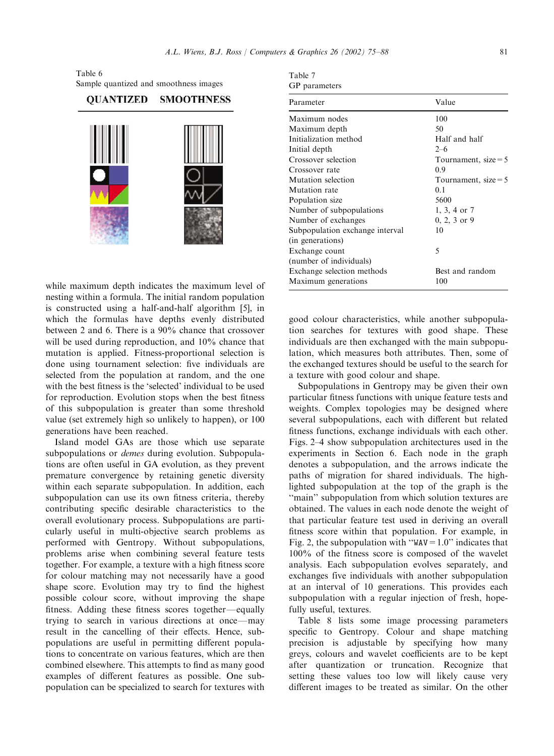Table 6
Sample quantized and smoothness images

| QUANTIZED | SMOOTHNESS |
| --- | --- |

Table 7
GP parameters

| Parameter | Value |
| --- | --- |
| Maximum nodes | 100 |
| Maximum depth | 50 |
| Initialization method | Half and half |
| Initial depth | 2–6 |
| Crossover selection | Tournament, size = 5 |
| Crossover rate | 0.9 |
| Mutation selection | Tournament, size = 5 |
| Mutation rate | 0.1 |
| Population size | 5600 |
| Number of subpopulations | 1, 3, 4 or 7 |
| Number of exchanges | 0, 2, 3 or 9 |
| Subpopulation exchange interval (in generations) | 10 |
| Exchange count (number of individuals) | 5 |
| Exchange selection methods | Best and random |
| Maximum generations | 100 |

while maximum depth indicates the maximum level of nesting within a formula. The initial random population is constructed using a half-and-half algorithm [5], in which the formulas have depths evenly distributed between 2 and 6. There is a 90% chance that crossover will be used during reproduction, and 10% chance that mutation is applied. Fitness-proportional selection is done using tournament selection: five individuals are selected from the population at random, and the one with the best fitness is the 'selected' individual to be used for reproduction. Evolution stops when the best fitness of this subpopulation is greater than some threshold value (set extremely high so unlikely to happen), or 100 generations have been reached.

Island model GAs are those which use separate subpopulations or *demes* during evolution. Subpopulations are often useful in GA evolution, as they prevent premature convergence by retaining genetic diversity within each separate subpopulation. In addition, each subpopulation can use its own fitness criteria, thereby contributing specific desirable characteristics to the overall evolutionary process. Subpopulations are particularly useful in multi-objective search problems as performed with Gentropy. Without subpopulations, problems arise when combining several feature tests together. For example, a texture with a high fitness score for colour matching may not necessarily have a good shape score. Evolution may try to find the highest possible colour score, without improving the shape fitness. Adding these fitness scores together—equally trying to search in various directions at once—may result in the cancelling of their effects. Hence, subpopulations are useful in permitting different populations to concentrate on various features, which are then combined elsewhere. This attempts to find as many good examples of different features as possible. One subpopulation can be specialized to search for textures with good colour characteristics, while another subpopulation searches for textures with good shape. These individuals are then exchanged with the main subpopulation, which measures both attributes. Then, some of the exchanged textures should be useful to the search for a texture with good colour and shape.

Subpopulations in Gentropy may be given their own particular fitness functions with unique feature tests and weights. Complex topologies may be designed where several subpopulations, each with different but related fitness functions, exchange individuals with each other. Figs. 2–4 show subpopulation architectures used in the experiments in Section 6. Each node in the graph denotes a subpopulation, and the arrows indicate the paths of migration for shared individuals. The highlighted subpopulation at the top of the graph is the "main" subpopulation from which solution textures are obtained. The values in each node denote the weight of that particular feature test used in deriving an overall fitness score within that population. For example, in Fig. 2, the subpopulation with "WAV = 1.0" indicates that 100% of the fitness score is composed of the wavelet analysis. Each subpopulation evolves separately, and exchanges five individuals with another subpopulation at an interval of 10 generations. This provides each subpopulation with a regular injection of fresh, hopefully useful, textures.

Table 8 lists some image processing parameters specific to Gentropy. Colour and shape matching precision is adjustable by specifying how many greys, colours and wavelet coefficients are to be kept after quantization or truncation. Recognize that setting these values too low will likely cause very different images to be treated as similar. On the other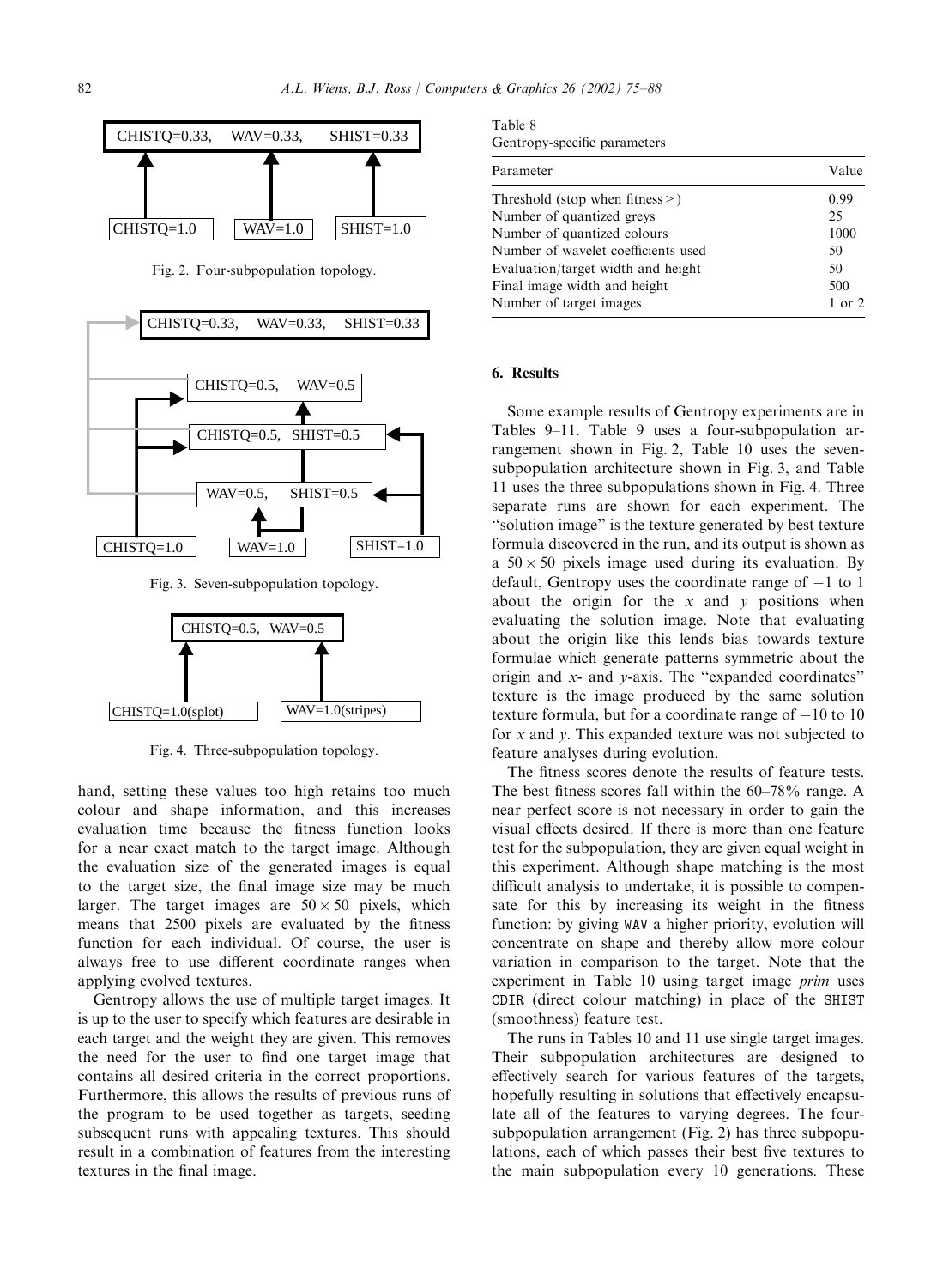CHISTQ=0.33, WAV=0.33, SHIST=0.33

CHISTQ=1.0 | WAV=1.0 | SHIST=1.0

Fig. 2. Four-subpopulation topology.

CHISTQ=0.33, WAV=0.33, SHIST=0.33

CHISTQ=0.5, WAV=0.5

CHISTQ=0.5, SHIST=0.5

WAV=0.5, SHIST=0.5

CHISTQ=1.0 | WAV=1.0 | SHIST=1.0

Fig. 3. Seven-subpopulation topology.

CHISTQ=0.5, WAV=0.5

CHISTQ=1.0(splot) | WAV=1.0(stripes)

Fig. 4. Three-subpopulation topology.

hand, setting these values too high retains too much colour and shape information, and this increases evaluation time because the fitness function looks for a near exact match to the target image. Although the evaluation size of the generated images is equal to the target size, the final image size may be much larger. The target images are $50 \times 50$ pixels, which means that 2500 pixels are evaluated by the fitness function for each individual. Of course, the user is always free to use different coordinate ranges when applying evolved textures.

Gentropy allows the use of multiple target images. It is up to the user to specify which features are desirable in each target and the weight they are given. This removes the need for the user to find one target image that contains all desired criteria in the correct proportions. Furthermore, this allows the results of previous runs of the program to be used together as targets, seeding subsequent runs with appealing textures. This should result in a combination of features from the interesting textures in the final image.

Table 8
Gentropy-specific parameters

| Parameter | Value |
|---|---|
| Threshold (stop when fitness > ) | 0.99 |
| Number of quantized greys | 25 |
| Number of quantized colours | 1000 |
| Number of wavelet coefficients used | 50 |
| Evaluation/target width and height | 50 |
| Final image width and height | 500 |
| Number of target images | 1 or 2 |

## 6. Results

Some example results of Gentropy experiments are in Tables 9–11. Table 9 uses a four-subpopulation arrangement shown in Fig. 2, Table 10 uses the seven-subpopulation architecture shown in Fig. 3, and Table 11 uses the three subpopulations shown in Fig. 4. Three separate runs are shown for each experiment. The "solution image" is the texture generated by best texture formula discovered in the run, and its output is shown as a $50 \times 50$ pixels image used during its evaluation. By default, Gentropy uses the coordinate range of $-1$ to 1 about the origin for the $x$ and $y$ positions when evaluating the solution image. Note that evaluating about the origin like this lends bias towards texture formulae which generate patterns symmetric about the origin and $x$- and $y$-axis. The "expanded coordinates" texture is the image produced by the same solution texture formula, but for a coordinate range of $-10$ to 10 for $x$ and $y$. This expanded texture was not subjected to feature analyses during evolution.

The fitness scores denote the results of feature tests. The best fitness scores fall within the 60–78% range. A near perfect score is not necessary in order to gain the visual effects desired. If there is more than one feature test for the subpopulation, they are given equal weight in this experiment. Although shape matching is the most difficult analysis to undertake, it is possible to compensate for this by increasing its weight in the fitness function: by giving WAV a higher priority, evolution will concentrate on shape and thereby allow more colour variation in comparison to the target. Note that the experiment in Table 10 using target image *prim* uses CDIR (direct colour matching) in place of the SHIST (smoothness) feature test.

The runs in Tables 10 and 11 use single target images. Their subpopulation architectures are designed to effectively search for various features of the targets, hopefully resulting in solutions that effectively encapsulate all of the features to varying degrees. The four-subpopulation arrangement (Fig. 2) has three subpopulations, each of which passes their best five textures to the main subpopulation every 10 generations. These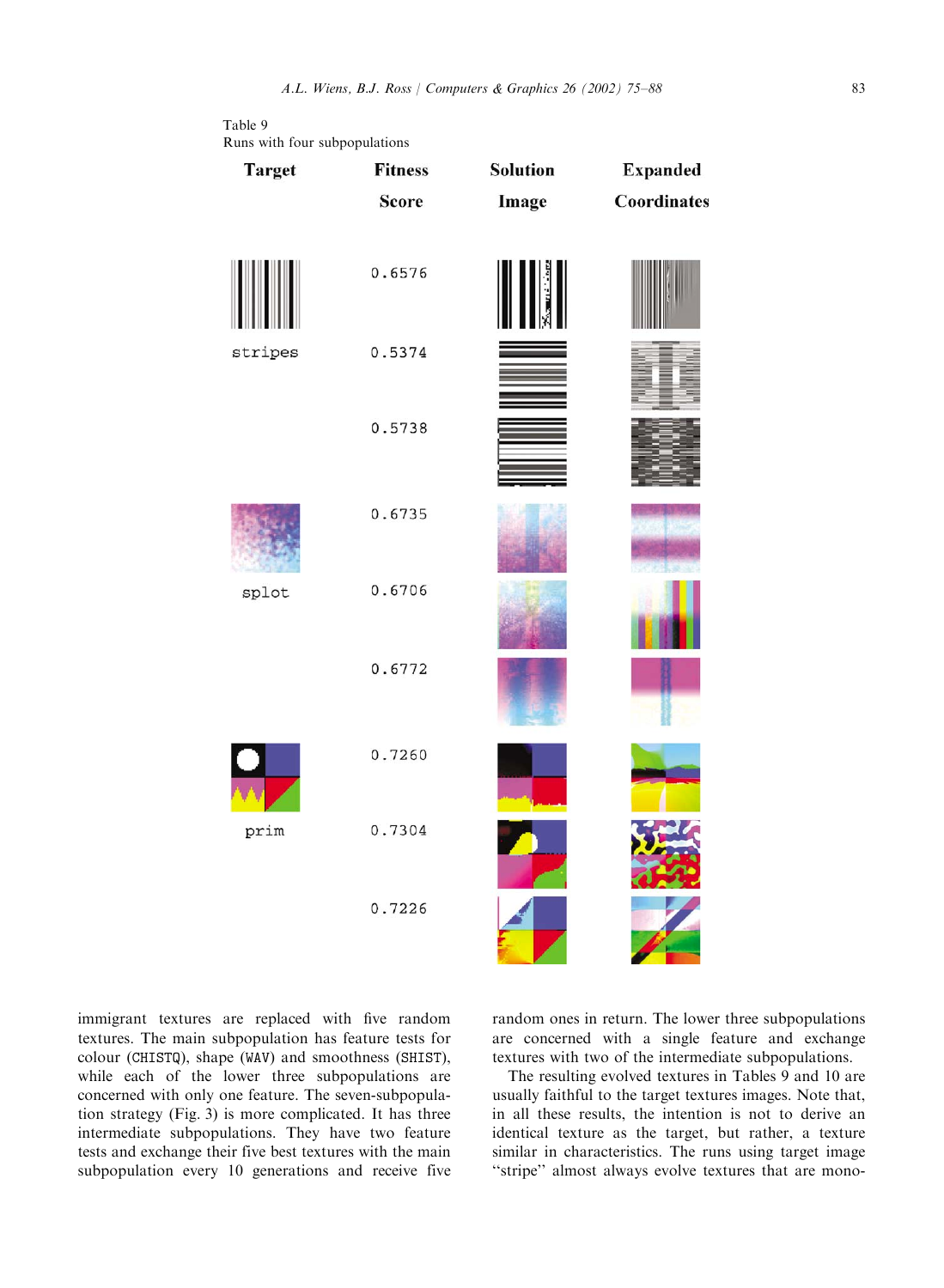Table 9
Runs with four subpopulations

| Target | Fitness Score | Solution Image | Expanded Coordinates |
|---|---|---|---|
| stripes | 0.6576 | | |
| | 0.5374 | | |
| | 0.5738 | | |
| splot | 0.6735 | | |
| | 0.6706 | | |
| | 0.6772 | | |
| prim | 0.7260 | | |
| | 0.7304 | | |
| | 0.7226 | | |

immigrant textures are replaced with five random textures. The main subpopulation has feature tests for colour (CHISTQ), shape (WAV) and smoothness (SHIST), while each of the lower three subpopulations are concerned with only one feature. The seven-subpopulation strategy (Fig. 3) is more complicated. It has three intermediate subpopulations. They have two feature tests and exchange their five best textures with the main subpopulation every 10 generations and receive five random ones in return. The lower three subpopulations are concerned with a single feature and exchange textures with two of the intermediate subpopulations.

The resulting evolved textures in Tables 9 and 10 are usually faithful to the target textures images. Note that, in all these results, the intention is not to derive an identical texture as the target, but rather, a texture similar in characteristics. The runs using target image "stripe" almost always evolve textures that are mono-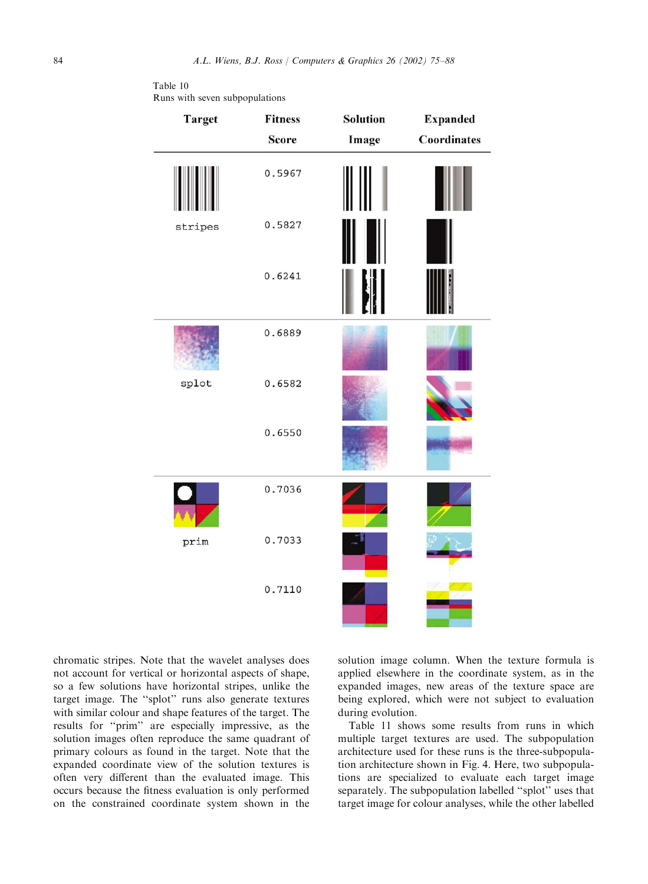Table 10
Runs with seven subpopulations

| Target | Fitness Score | Solution Image | Expanded Coordinates |
|---|---|---|---|
| stripes | 0.5967 | | |
| | 0.5827 | | |
| | 0.6241 | | |
| splot | 0.6889 | | |
| | 0.6582 | | |
| | 0.6550 | | |
| prim | 0.7036 | | |
| | 0.7033 | | |
| | 0.7110 | | |

chromatic stripes. Note that the wavelet analyses does not account for vertical or horizontal aspects of shape, so a few solutions have horizontal stripes, unlike the target image. The "splot" runs also generate textures with similar colour and shape features of the target. The results for "prim" are especially impressive, as the solution images often reproduce the same quadrant of primary colours as found in the target. Note that the expanded coordinate view of the solution textures is often very different than the evaluated image. This occurs because the fitness evaluation is only performed on the constrained coordinate system shown in the solution image column. When the texture formula is applied elsewhere in the coordinate system, as in the expanded images, new areas of the texture space are being explored, which were not subject to evaluation during evolution.

Table 11 shows some results from runs in which multiple target textures are used. The subpopulation architecture used for these runs is the three-subpopulation architecture shown in Fig. 4. Here, two subpopulations are specialized to evaluate each target image separately. The subpopulation labelled "splot" uses that target image for colour analyses, while the other labelled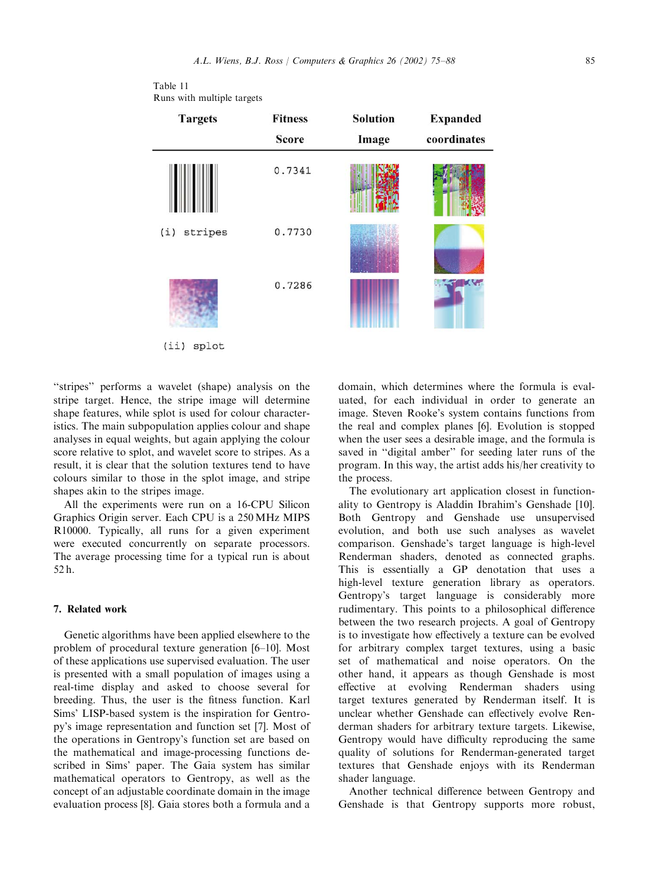Table 11
Runs with multiple targets

| Targets | Fitness Score | Solution Image | Expanded coordinates |
|---|---|---|---|
| | 0.7341 | | |
| (i) stripes | 0.7730 | | |
| | 0.7286 | | |
| (ii) splot | | | |

"stripes" performs a wavelet (shape) analysis on the stripe target. Hence, the stripe image will determine shape features, while splot is used for colour characteristics. The main subpopulation applies colour and shape analyses in equal weights, but again applying the colour score relative to splot, and wavelet score to stripes. As a result, it is clear that the solution textures tend to have colours similar to those in the splot image, and stripe shapes akin to the stripes image.

All the experiments were run on a 16-CPU Silicon Graphics Origin server. Each CPU is a 250 MHz MIPS R10000. Typically, all runs for a given experiment were executed concurrently on separate processors. The average processing time for a typical run is about 52 h.

## 7. Related work

Genetic algorithms have been applied elsewhere to the problem of procedural texture generation [6–10]. Most of these applications use supervised evaluation. The user is presented with a small population of images using a real-time display and asked to choose several for breeding. Thus, the user is the fitness function. Karl Sims' LISP-based system is the inspiration for Gentropy's image representation and function set [7]. Most of the operations in Gentropy's function set are based on the mathematical and image-processing functions described in Sims' paper. The Gaia system has similar mathematical operators to Gentropy, as well as the concept of an adjustable coordinate domain in the image evaluation process [8]. Gaia stores both a formula and a domain, which determines where the formula is evaluated, for each individual in order to generate an image. Steven Rooke's system contains functions from the real and complex planes [6]. Evolution is stopped when the user sees a desirable image, and the formula is saved in "digital amber" for seeding later runs of the program. In this way, the artist adds his/her creativity to the process.

The evolutionary art application closest in functionality to Gentropy is Aladdin Ibrahim's Genshade [10]. Both Gentropy and Genshade use unsupervised evolution, and both use such analyses as wavelet comparison. Genshade's target language is high-level Renderman shaders, denoted as connected graphs. This is essentially a GP denotation that uses a high-level texture generation library as operators. Gentropy's target language is considerably more rudimentary. This points to a philosophical difference between the two research projects. A goal of Gentropy is to investigate how effectively a texture can be evolved for arbitrary complex target textures, using a basic set of mathematical and noise operators. On the other hand, it appears as though Genshade is most effective at evolving Renderman shaders using target textures generated by Renderman itself. It is unclear whether Genshade can effectively evolve Renderman shaders for arbitrary texture targets. Likewise, Gentropy would have difficulty reproducing the same quality of solutions for Renderman-generated target textures that Genshade enjoys with its Renderman shader language.

Another technical difference between Gentropy and Genshade is that Gentropy supports more robust,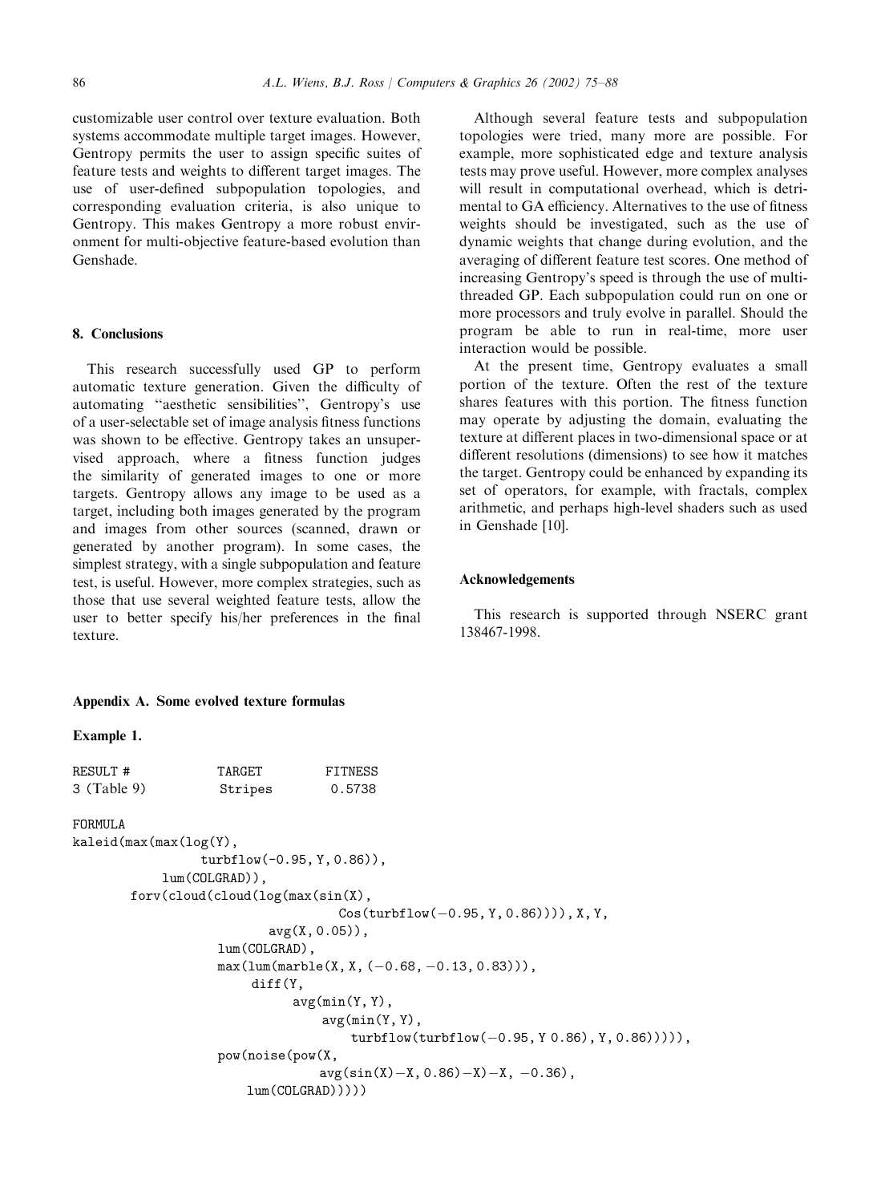customizable user control over texture evaluation. Both systems accommodate multiple target images. However, Gentropy permits the user to assign specific suites of feature tests and weights to different target images. The use of user-defined subpopulation topologies, and corresponding evaluation criteria, is also unique to Gentropy. This makes Gentropy a more robust environment for multi-objective feature-based evolution than Genshade.

## 8. Conclusions

This research successfully used GP to perform automatic texture generation. Given the difficulty of automating "aesthetic sensibilities", Gentropy's use of a user-selectable set of image analysis fitness functions was shown to be effective. Gentropy takes an unsupervised approach, where a fitness function judges the similarity of generated images to one or more targets. Gentropy allows any image to be used as a target, including both images generated by the program and images from other sources (scanned, drawn or generated by another program). In some cases, the simplest strategy, with a single subpopulation and feature test, is useful. However, more complex strategies, such as those that use several weighted feature tests, allow the user to better specify his/her preferences in the final texture.

Although several feature tests and subpopulation topologies were tried, many more are possible. For example, more sophisticated edge and texture analysis tests may prove useful. However, more complex analyses will result in computational overhead, which is detrimental to GA efficiency. Alternatives to the use of fitness weights should be investigated, such as the use of dynamic weights that change during evolution, and the averaging of different feature test scores. One method of increasing Gentropy's speed is through the use of multi-threaded GP. Each subpopulation could run on one or more processors and truly evolve in parallel. Should the program be able to run in real-time, more user interaction would be possible.

At the present time, Gentropy evaluates a small portion of the texture. Often the rest of the texture shares features with this portion. The fitness function may operate by adjusting the domain, evaluating the texture at different places in two-dimensional space or at different resolutions (dimensions) to see how it matches the target. Gentropy could be enhanced by expanding its set of operators, for example, with fractals, complex arithmetic, and perhaps high-level shaders such as used in Genshade [10].

## Acknowledgements

This research is supported through NSERC grant 138467-1998.

## Appendix A. Some evolved texture formulas

### Example 1.

```
RESULT #          TARGET       FITNESS
3 (Table 9)       Stripes       0.5738

FORMULA
kaleid(max(max(log(Y),
               turbflow(-0.95, Y, 0.86)),
           lum(COLGRAD)),
       forv(cloud(cloud(log(max(sin(X),
                                Cos(turbflow(−0.95, Y, 0.86)))), X, Y,
                        avg(X, 0.05)),
                  lum(COLGRAD),
                  max(lum(marble(X, X, (−0.68, −0.13, 0.83))),
                      diff(Y,
                           avg(min(Y, Y),
                               avg(min(Y, Y),
                                   turbflow(turbflow(−0.95, Y 0.86), Y, 0.86))))),
                  pow(noise(pow(X,
                                avg(sin(X)−X, 0.86)−X)−X, −0.36),
                      lum(COLGRAD)))))
```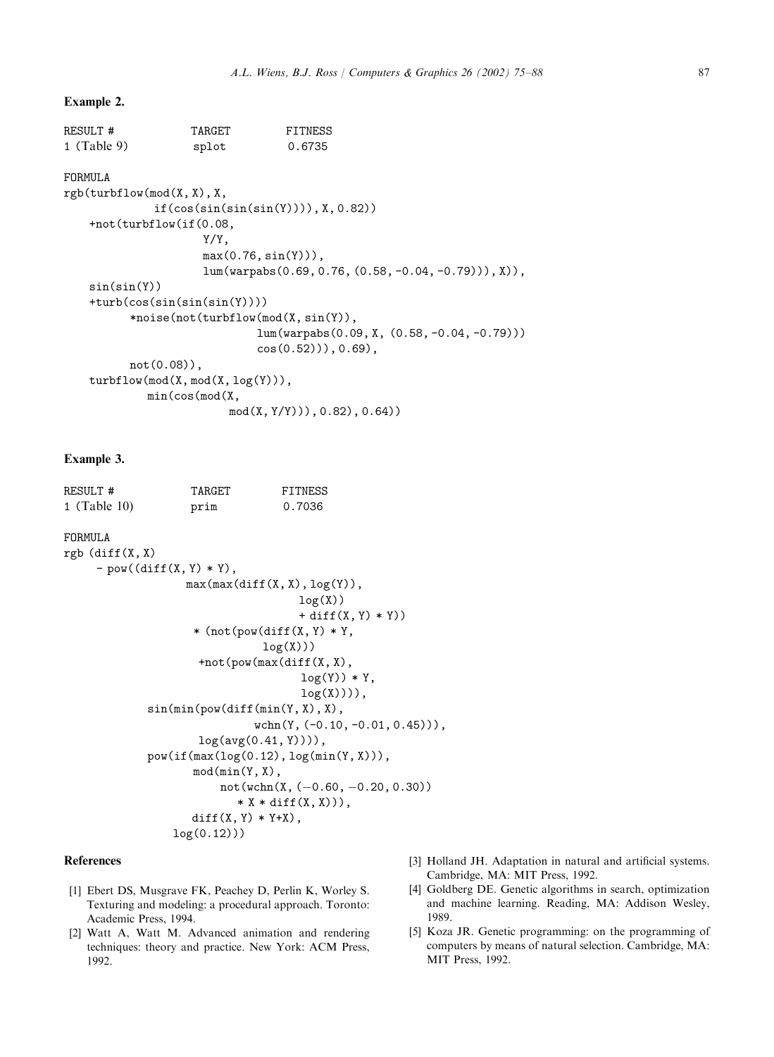**Example 2.**

```
RESULT #            TARGET        FITNESS
1 (Table 9)          splot         0.6735

FORMULA
rgb(turbflow(mod(X,X),X,
             if(cos(sin(sin(sin(Y)))),X,0.82))
    +not(turbflow(if(0.08,
                    Y/Y,
                    max(0.76,sin(Y))),
                    lum(warpabs(0.69,0.76,(0.58,-0.04,-0.79))),X)),
    sin(sin(Y))
    +turb(cos(sin(sin(sin(Y))))
          *noise(not(turbflow(mod(X,sin(Y)),
                            lum(warpabs(0.09,X,(0.58,-0.04,-0.79)))
                            cos(0.52))),0.69),
          not(0.08)),
    turbflow(mod(X,mod(X,log(Y))),
            min(cos(mod(X,
                        mod(X,Y/Y))),0.82),0.64))
```

**Example 3.**

```
RESULT #            TARGET        FITNESS
1 (Table 10)         prim          0.7036

FORMULA
rgb (diff(X,X)
     - pow((diff(X,Y) * Y),
                max(max(diff(X,X),log(Y)),
                                   log(X))
                                   + diff(X,Y) * Y))
                 * (not(pow(diff(X,Y) * Y,
                             log(X)))
                  +not(pow(max(diff(X,X),
                                   log(Y)) * Y,
                                   log(X)))),
            sin(min(pow(diff(min(Y,X),X),
                             wchn(Y,(-0.10,-0.01,0.45))),
                  log(avg(0.41,Y)))),
            pow(if(max(log(0.12),log(min(Y,X))),
                   mod(min(Y,X),
                       not(wchn(X,(-0.60,-0.20,0.30))
                          * X * diff(X,X))),
                   diff(X,Y) * Y+X),
                log(0.12)))
```

## References

[1] Ebert DS, Musgrave FK, Peachey D, Perlin K, Worley S. Texturing and modeling: a procedural approach. Toronto: Academic Press, 1994.

[2] Watt A, Watt M. Advanced animation and rendering techniques: theory and practice. New York: ACM Press, 1992.

[3] Holland JH. Adaptation in natural and artificial systems. Cambridge, MA: MIT Press, 1992.

[4] Goldberg DE. Genetic algorithms in search, optimization and machine learning. Reading, MA: Addison Wesley, 1989.

[5] Koza JR. Genetic programming: on the programming of computers by means of natural selection. Cambridge, MA: MIT Press, 1992.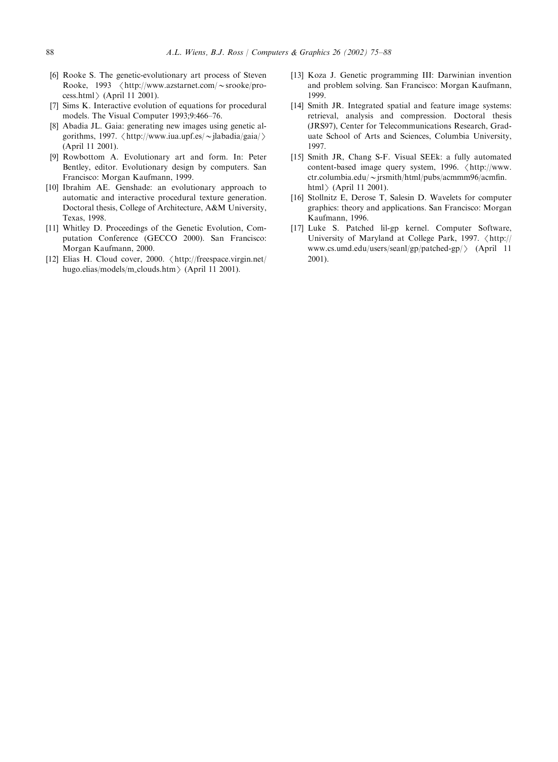[6] Rooke S. The genetic-evolutionary art process of Steven Rooke, 1993 ⟨http://www.azstarnet.com/~srooke/process.html⟩ (April 11 2001).

[7] Sims K. Interactive evolution of equations for procedural models. The Visual Computer 1993;9:466–76.

[8] Abadia JL. Gaia: generating new images using genetic algorithms, 1997. ⟨http://www.iua.upf.es/~jlabadia/gaia/⟩ (April 11 2001).

[9] Rowbottom A. Evolutionary art and form. In: Peter Bentley, editor. Evolutionary design by computers. San Francisco: Morgan Kaufmann, 1999.

[10] Ibrahim AE. Genshade: an evolutionary approach to automatic and interactive procedural texture generation. Doctoral thesis, College of Architecture, A&M University, Texas, 1998.

[11] Whitley D. Proceedings of the Genetic Evolution, Computation Conference (GECCO 2000). San Francisco: Morgan Kaufmann, 2000.

[12] Elias H. Cloud cover, 2000. ⟨http://freespace.virgin.net/hugo.elias/models/m_clouds.htm⟩ (April 11 2001).

[13] Koza J. Genetic programming III: Darwinian invention and problem solving. San Francisco: Morgan Kaufmann, 1999.

[14] Smith JR. Integrated spatial and feature image systems: retrieval, analysis and compression. Doctoral thesis (JRS97), Center for Telecommunications Research, Graduate School of Arts and Sciences, Columbia University, 1997.

[15] Smith JR, Chang S-F. Visual SEEk: a fully automated content-based image query system, 1996. ⟨http://www.ctr.columbia.edu/~jrsmith/html/pubs/acmmm96/acmfin.html⟩ (April 11 2001).

[16] Stollnitz E, Derose T, Salesin D. Wavelets for computer graphics: theory and applications. San Francisco: Morgan Kaufmann, 1996.

[17] Luke S. Patched lil-gp kernel. Computer Software, University of Maryland at College Park, 1997. ⟨http://www.cs.umd.edu/users/seanl/gp/patched-gp/⟩ (April 11 2001).